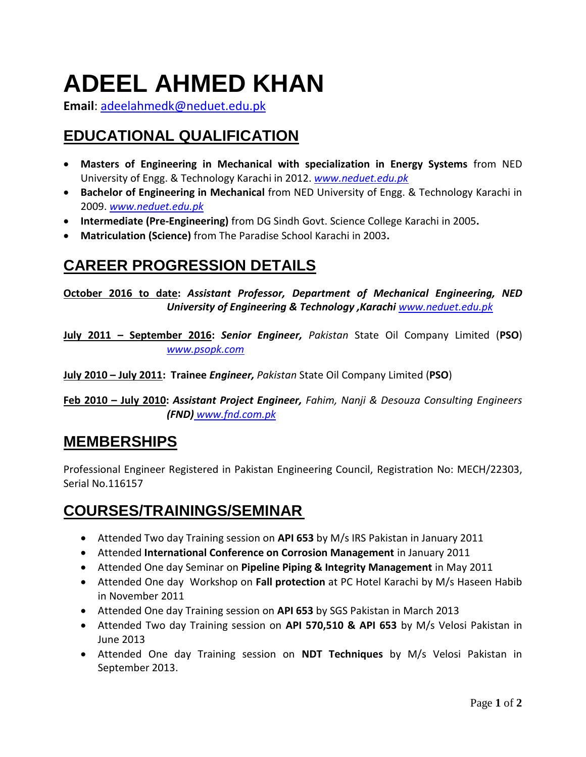# ADEEL AHMED KHAN

**Email**: adeelahmedk@neduet.edu.pk

## EDUCATIONAL QUALIFICATION

- **Masters of Engineering in Mechanical with specialization in Energy Systems** from NED University of Engg. & Technology Karachi in 2012. *www.neduet.edu.pk*
- **Bachelor of Engineering in Mechanical** from NED University of Engg. & Technology Karachi in 2009. *www.neduet.edu.pk*
- **Intermediate (Pre-Engineering)** from DG Sindh Govt. Science College Karachi in 2005**.**
- **Matriculation (Science)** from The Paradise School Karachi in 2003**.**

## CAREER PROGRESSION DETAILS

**October 2016 to date:** ***Assistant Professor, Department of Mechanical Engineering, NED University of Engineering & Technology ,Karachi*** www.neduet.edu.pk

**July 2011 – September 2016:** ***Senior Engineer,*** *Pakistan* State Oil Company Limited (**PSO**) *www.psopk.com*

**July 2010 – July 2011:** **Trainee** ***Engineer,*** *Pakistan* State Oil Company Limited (**PSO**)

**Feb 2010 – July 2010:** ***Assistant Project Engineer,*** *Fahim, Nanji & Desouza Consulting Engineers* ***(FND)*** *www.fnd.com.pk*

## MEMBERSHIPS

Professional Engineer Registered in Pakistan Engineering Council, Registration No: MECH/22303, Serial No.116157

## COURSES/TRAININGS/SEMINAR

- Attended Two day Training session on **API 653** by M/s IRS Pakistan in January 2011
- Attended **International Conference on Corrosion Management** in January 2011
- Attended One day Seminar on **Pipeline Piping & Integrity Management** in May 2011
- Attended One day Workshop on **Fall protection** at PC Hotel Karachi by M/s Haseen Habib in November 2011
- Attended One day Training session on **API 653** by SGS Pakistan in March 2013
- Attended Two day Training session on **API 570,510 & API 653** by M/s Velosi Pakistan in June 2013
- Attended One day Training session on **NDT Techniques** by M/s Velosi Pakistan in September 2013.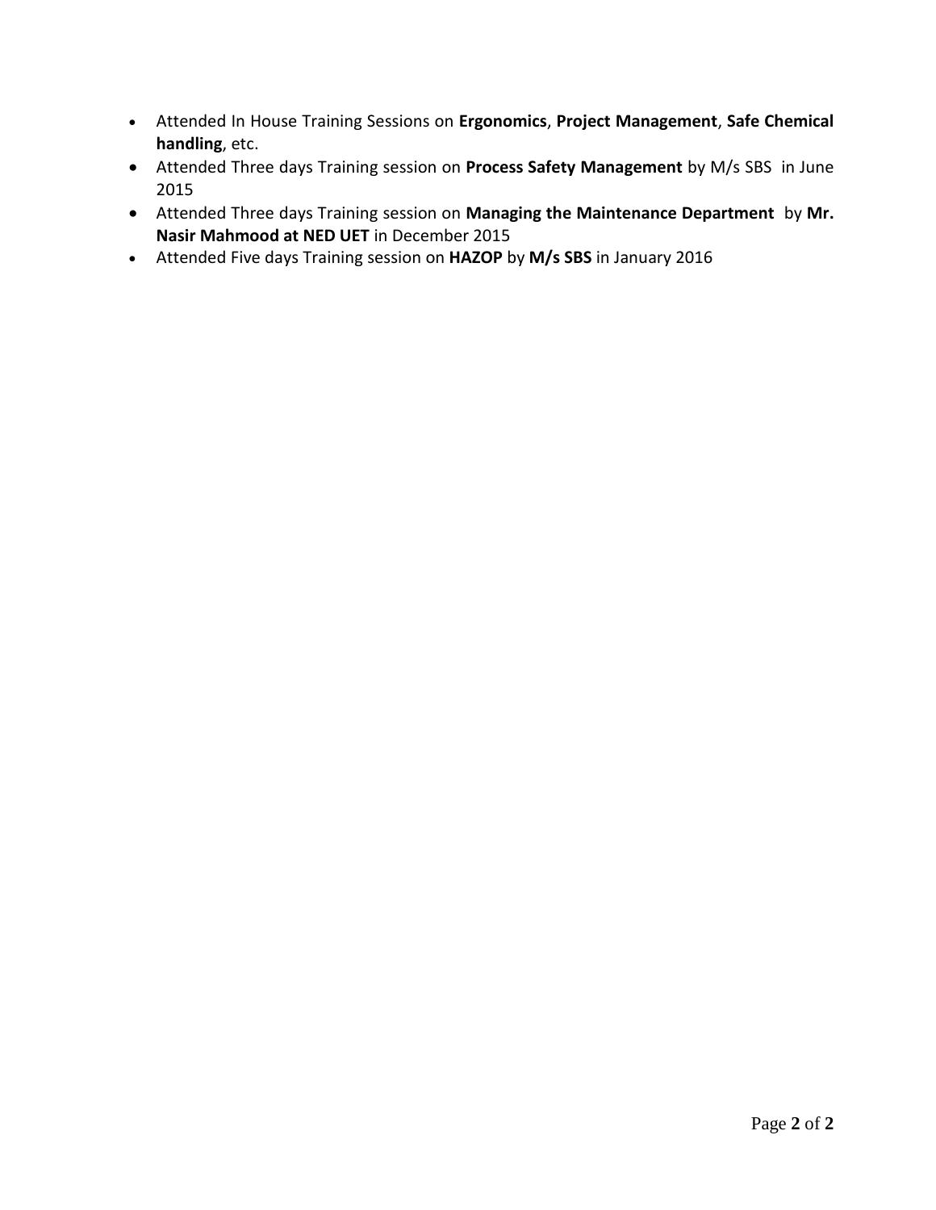- Attended In House Training Sessions on **Ergonomics**, **Project Management**, **Safe Chemical handling**, etc.
- Attended Three days Training session on **Process Safety Management** by M/s SBS in June 2015
- Attended Three days Training session on **Managing the Maintenance Department** by **Mr. Nasir Mahmood at NED UET** in December 2015
- Attended Five days Training session on **HAZOP** by **M/s SBS** in January 2016